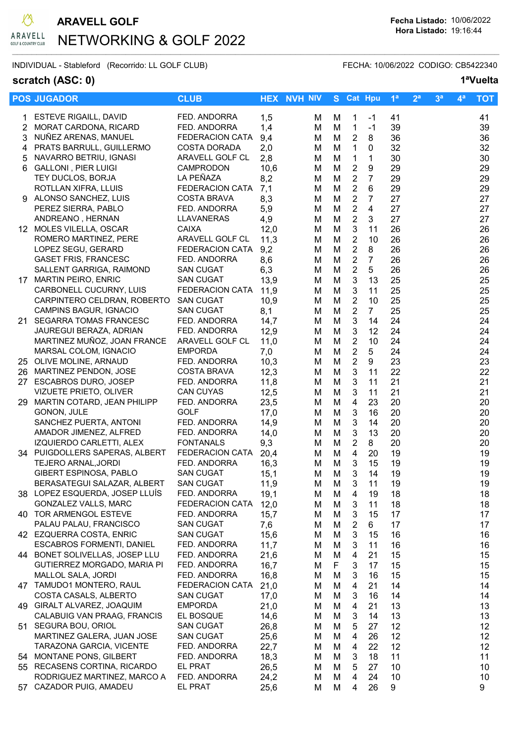# ARAVELL GOLF

## NETWORKING & GOLF 2022

**Fecha Listado:** 10/06/2022
**Hora Listado:** 19:16:44

INDIVIDUAL - Stableford (Recorrido: LL GOLF CLUB) FECHA: 10/06/2022 CODIGO: CB5422340

**scratch (ASC: 0)** **1ªVuelta**

| POS | JUGADOR | CLUB | HEX | NVH | NIV | S | Cat | Hpu | 1ª | 2ª | 3ª | 4ª | TOT |
|---|---|---|---|---|---|---|---|---|---|---|---|---|---|
| 1 | ESTEVE RIGAILL, DAVID | FED. ANDORRA | 1,5 | | M | M | 1 | -1 | 41 | | | | 41 |
| 2 | MORAT CARDONA, RICARD | FED. ANDORRA | 1,4 | | M | M | 1 | -1 | 39 | | | | 39 |
| 3 | NUÑEZ ARENAS, MANUEL | FEDERACION CATA | 9,4 | | M | M | 2 | 8 | 36 | | | | 36 |
| 4 | PRATS BARRULL, GUILLERMO | COSTA DORADA | 2,0 | | M | M | 1 | 0 | 32 | | | | 32 |
| 5 | NAVARRO BETRIU, IGNASI | ARAVELL GOLF CL | 2,8 | | M | M | 1 | 1 | 30 | | | | 30 |
| 6 | GALLONI , PIER LUIGI | CAMPRODON | 10,6 | | M | M | 2 | 9 | 29 | | | | 29 |
| | TEY DUCLOS, BORJA | LA PEÑAZA | 8,2 | | M | M | 2 | 7 | 29 | | | | 29 |
| | ROTLLAN XIFRA, LLUIS | FEDERACION CATA | 7,1 | | M | M | 2 | 6 | 29 | | | | 29 |
| 9 | ALONSO SANCHEZ, LUIS | COSTA BRAVA | 8,3 | | M | M | 2 | 7 | 27 | | | | 27 |
| | PEREZ SIERRA, PABLO | FED. ANDORRA | 5,9 | | M | M | 2 | 4 | 27 | | | | 27 |
| | ANDREANO , HERNAN | LLAVANERAS | 4,9 | | M | M | 2 | 3 | 27 | | | | 27 |
| 12 | MOLES VILELLA, OSCAR | CAIXA | 12,0 | | M | M | 3 | 11 | 26 | | | | 26 |
| | ROMERO MARTINEZ, PERE | ARAVELL GOLF CL | 11,3 | | M | M | 2 | 10 | 26 | | | | 26 |
| | LOPEZ SEGU, GERARD | FEDERACION CATA | 9,2 | | M | M | 2 | 8 | 26 | | | | 26 |
| | GASET FRIS, FRANCESC | FED. ANDORRA | 8,6 | | M | M | 2 | 7 | 26 | | | | 26 |
| | SALLENT GARRIGA, RAIMOND | SAN CUGAT | 6,3 | | M | M | 2 | 5 | 26 | | | | 26 |
| 17 | MARTIN PEIRO, ENRIC | SAN CUGAT | 13,9 | | M | M | 3 | 13 | 25 | | | | 25 |
| | CARBONELL CUCURNY, LUIS | FEDERACION CATA | 11,9 | | M | M | 3 | 11 | 25 | | | | 25 |
| | CARPINTERO CELDRAN, ROBERTO | SAN CUGAT | 10,9 | | M | M | 2 | 10 | 25 | | | | 25 |
| | CAMPINS BAGUR, IGNACIO | SAN CUGAT | 8,1 | | M | M | 2 | 7 | 25 | | | | 25 |
| 21 | SEGARRA TOMAS FRANCESC | FED. ANDORRA | 14,7 | | M | M | 3 | 14 | 24 | | | | 24 |
| | JAUREGUI BERAZA, ADRIAN | FED. ANDORRA | 12,9 | | M | M | 3 | 12 | 24 | | | | 24 |
| | MARTINEZ MUÑOZ, JOAN FRANCE | ARAVELL GOLF CL | 11,0 | | M | M | 2 | 10 | 24 | | | | 24 |
| | MARSAL COLOM, IGNACIO | EMPORDA | 7,0 | | M | M | 2 | 5 | 24 | | | | 24 |
| 25 | OLIVE MOLINE, ARNAUD | FED. ANDORRA | 10,3 | | M | M | 2 | 9 | 23 | | | | 23 |
| 26 | MARTINEZ PENDON, JOSE | COSTA BRAVA | 12,3 | | M | M | 3 | 11 | 22 | | | | 22 |
| 27 | ESCABROS DURO, JOSEP | FED. ANDORRA | 11,8 | | M | M | 3 | 11 | 21 | | | | 21 |
| | VIZUETE PRIETO, OLIVER | CAN CUYAS | 12,5 | | M | M | 3 | 11 | 21 | | | | 21 |
| 29 | MARTIN COTARD, JEAN PHILIPP | FED. ANDORRA | 23,5 | | M | M | 4 | 23 | 20 | | | | 20 |
| | GONON, JULE | GOLF | 17,0 | | M | M | 3 | 16 | 20 | | | | 20 |
| | SANCHEZ PUERTA, ANTONI | FED. ANDORRA | 14,9 | | M | M | 3 | 14 | 20 | | | | 20 |
| | AMADOR JIMENEZ, ALFRED | FED. ANDORRA | 14,0 | | M | M | 3 | 13 | 20 | | | | 20 |
| | IZQUIERDO CARLETTI, ALEX | FONTANALS | 9,3 | | M | M | 2 | 8 | 20 | | | | 20 |
| 34 | PUIGDOLLERS SAPERAS, ALBERT | FEDERACION CATA | 20,4 | | M | M | 4 | 20 | 19 | | | | 19 |
| | TEJERO ARNAL,JORDI | FED. ANDORRA | 16,3 | | M | M | 3 | 15 | 19 | | | | 19 |
| | GIBERT ESPINOSA, PABLO | SAN CUGAT | 15,1 | | M | M | 3 | 14 | 19 | | | | 19 |
| | BERASATEGUI SALAZAR, ALBERT | SAN CUGAT | 11,9 | | M | M | 3 | 11 | 19 | | | | 19 |
| 38 | LOPEZ ESQUERDA, JOSEP LLUÍS | FED. ANDORRA | 19,1 | | M | M | 4 | 19 | 18 | | | | 18 |
| | GONZALEZ VALLS, MARC | FEDERACION CATA | 12,0 | | M | M | 3 | 11 | 18 | | | | 18 |
| 40 | TOR ARMENGOL ESTEVE | FED. ANDORRA | 15,7 | | M | M | 3 | 15 | 17 | | | | 17 |
| | PALAU PALAU, FRANCISCO | SAN CUGAT | 7,6 | | M | M | 2 | 6 | 17 | | | | 17 |
| 42 | EZQUERRA COSTA, ENRIC | SAN CUGAT | 15,6 | | M | M | 3 | 15 | 16 | | | | 16 |
| | ESCABROS FORMENTI, DANIEL | FED. ANDORRA | 11,7 | | M | M | 3 | 11 | 16 | | | | 16 |
| 44 | BONET SOLIVELLAS, JOSEP LLU | FED. ANDORRA | 21,6 | | M | M | 4 | 21 | 15 | | | | 15 |
| | GUTIERREZ MORGADO, MARIA PI | FED. ANDORRA | 16,7 | | M | F | 3 | 17 | 15 | | | | 15 |
| | MALLOL SALA, JORDI | FED. ANDORRA | 16,8 | | M | M | 3 | 16 | 15 | | | | 15 |
| 47 | TAMUDO1 MONTERO, RAUL | FEDERACION CATA | 21,0 | | M | M | 4 | 21 | 14 | | | | 14 |
| | COSTA CASALS, ALBERTO | SAN CUGAT | 17,0 | | M | M | 3 | 16 | 14 | | | | 14 |
| 49 | GIRALT ALVAREZ, JOAQUIM | EMPORDA | 21,0 | | M | M | 4 | 21 | 13 | | | | 13 |
| | CALABUIG VAN PRAAG, FRANCIS | EL BOSQUE | 14,6 | | M | M | 3 | 14 | 13 | | | | 13 |
| 51 | SEGURA BOU, ORIOL | SAN CUGAT | 26,8 | | M | M | 5 | 27 | 12 | | | | 12 |
| | MARTINEZ GALERA, JUAN JOSE | SAN CUGAT | 25,6 | | M | M | 4 | 26 | 12 | | | | 12 |
| | TARAZONA GARCIA, VICENTE | FED. ANDORRA | 22,7 | | M | M | 4 | 22 | 12 | | | | 12 |
| 54 | MONTANE PONS, GILBERT | FED. ANDORRA | 18,3 | | M | M | 3 | 18 | 11 | | | | 11 |
| 55 | RECASENS CORTINA, RICARDO | EL PRAT | 26,5 | | M | M | 5 | 27 | 10 | | | | 10 |
| | RODRIGUEZ MARTINEZ, MARCO A | FED. ANDORRA | 24,2 | | M | M | 4 | 24 | 10 | | | | 10 |
| 57 | CAZADOR PUIG, AMADEU | EL PRAT | 25,6 | | M | M | 4 | 26 | 9 | | | | 9 |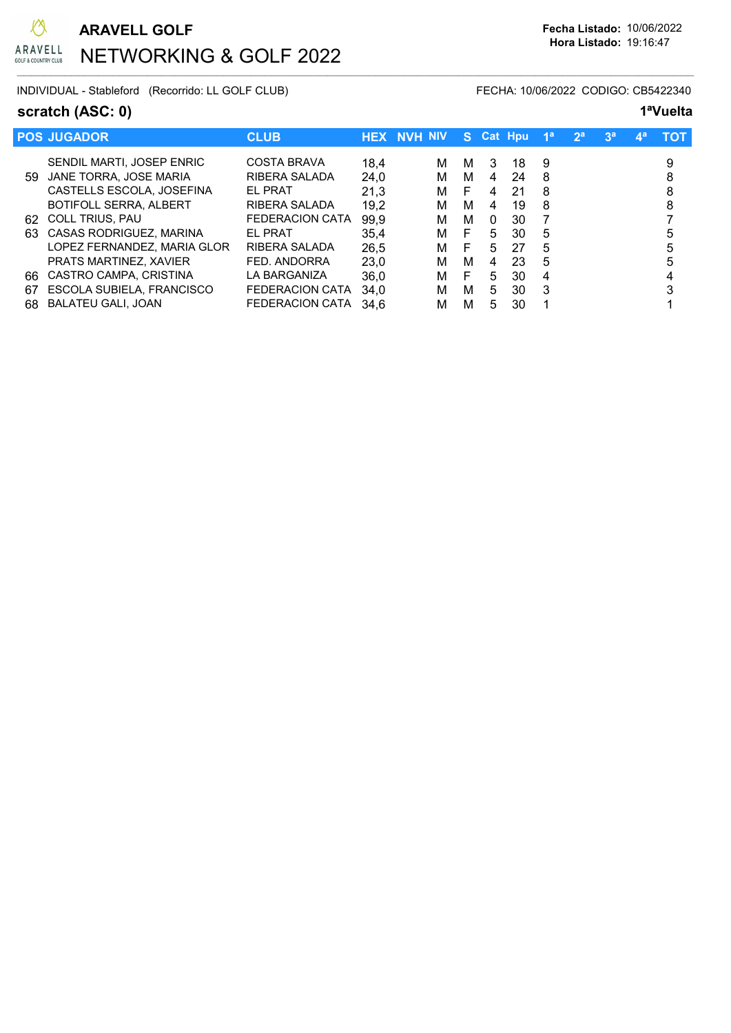**ARAVELL GOLF**

NETWORKING & GOLF 2022

**Fecha Listado:** 10/06/2022
**Hora Listado:** 19:16:47

INDIVIDUAL - Stableford (Recorrido: LL GOLF CLUB) FECHA: 10/06/2022 CODIGO: CB5422340

**scratch (ASC: 0)** **1ªVuelta**

| POS | JUGADOR | CLUB | HEX | NVH | NIV | S | Cat | Hpu | 1ª | 2ª | 3ª | 4ª | TOT |
|---|---|---|---|---|---|---|---|---|---|---|---|---|---|
| | SENDIL MARTI, JOSEP ENRIC | COSTA BRAVA | 18,4 | | M | M | 3 | 18 | 9 | | | | 9 |
| 59 | JANE TORRA, JOSE MARIA | RIBERA SALADA | 24,0 | | M | M | 4 | 24 | 8 | | | | 8 |
| | CASTELLS ESCOLA, JOSEFINA | EL PRAT | 21,3 | | M | F | 4 | 21 | 8 | | | | 8 |
| | BOTIFOLL SERRA, ALBERT | RIBERA SALADA | 19,2 | | M | M | 4 | 19 | 8 | | | | 8 |
| 62 | COLL TRIUS, PAU | FEDERACION CATA | 99,9 | | M | M | 0 | 30 | 7 | | | | 7 |
| 63 | CASAS RODRIGUEZ, MARINA | EL PRAT | 35,4 | | M | F | 5 | 30 | 5 | | | | 5 |
| | LOPEZ FERNANDEZ, MARIA GLOR | RIBERA SALADA | 26,5 | | M | F | 5 | 27 | 5 | | | | 5 |
| | PRATS MARTINEZ, XAVIER | FED. ANDORRA | 23,0 | | M | M | 4 | 23 | 5 | | | | 5 |
| 66 | CASTRO CAMPA, CRISTINA | LA BARGANIZA | 36,0 | | M | F | 5 | 30 | 4 | | | | 4 |
| 67 | ESCOLA SUBIELA, FRANCISCO | FEDERACION CATA | 34,0 | | M | M | 5 | 30 | 3 | | | | 3 |
| 68 | BALATEU GALI, JOAN | FEDERACION CATA | 34,6 | | M | M | 5 | 30 | 1 | | | | 1 |